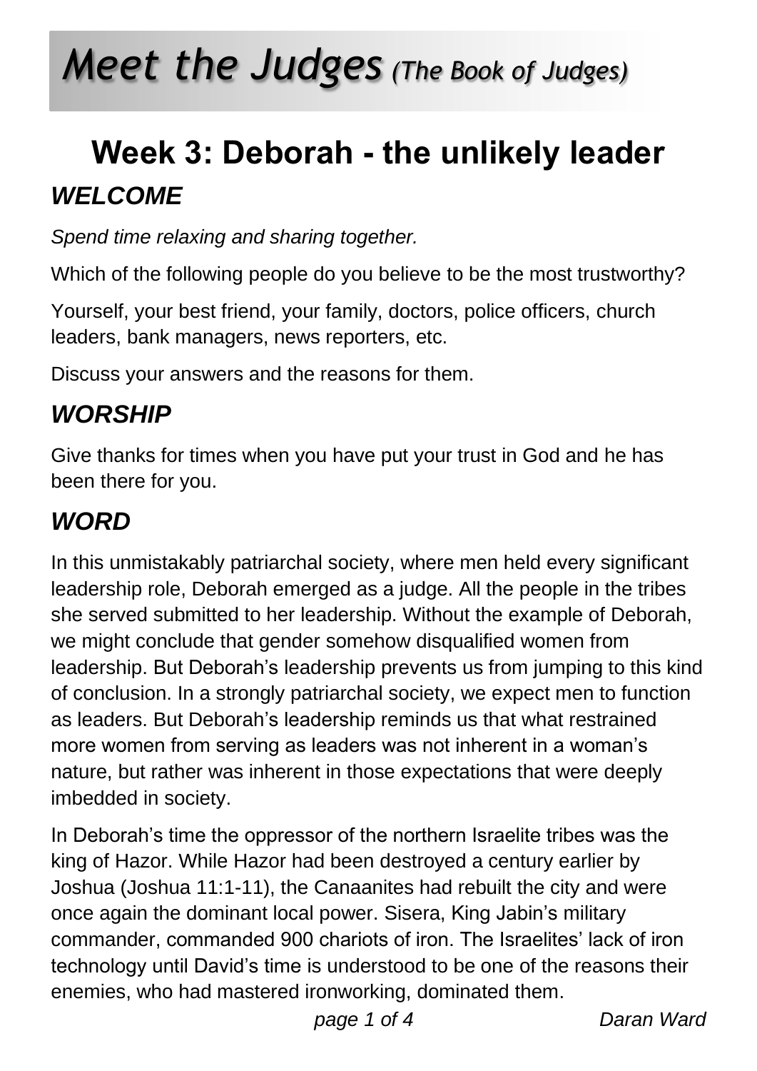# *Meet the Judges (The Book of Judges)*

## Week 3: Deborah - the unlikely leader

### *WELCOME*

*Spend time relaxing and sharing together.*

Which of the following people do you believe to be the most trustworthy?

Yourself, your best friend, your family, doctors, police officers, church leaders, bank managers, news reporters, etc.

Discuss your answers and the reasons for them.

### *WORSHIP*

Give thanks for times when you have put your trust in God and he has been there for you.

### *WORD*

In this unmistakably patriarchal society, where men held every significant leadership role, Deborah emerged as a judge. All the people in the tribes she served submitted to her leadership. Without the example of Deborah, we might conclude that gender somehow disqualified women from leadership. But Deborah's leadership prevents us from jumping to this kind of conclusion. In a strongly patriarchal society, we expect men to function as leaders. But Deborah's leadership reminds us that what restrained more women from serving as leaders was not inherent in a woman's nature, but rather was inherent in those expectations that were deeply imbedded in society.

In Deborah's time the oppressor of the northern Israelite tribes was the king of Hazor. While Hazor had been destroyed a century earlier by Joshua (Joshua 11:1-11), the Canaanites had rebuilt the city and were once again the dominant local power. Sisera, King Jabin's military commander, commanded 900 chariots of iron. The Israelites' lack of iron technology until David's time is understood to be one of the reasons their enemies, who had mastered ironworking, dominated them.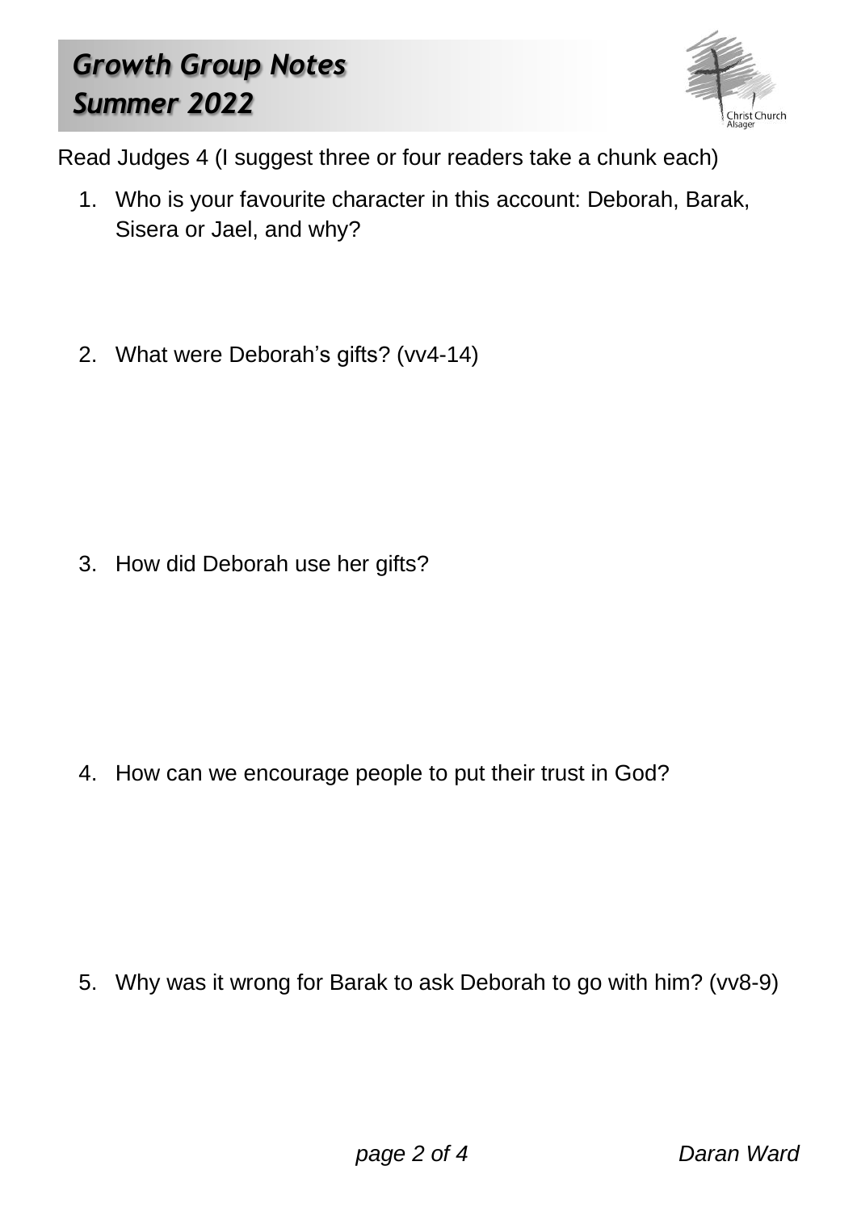# Growth Group Notes
# Summer 2022

Read Judges 4 (I suggest three or four readers take a chunk each)

1. Who is your favourite character in this account: Deborah, Barak, Sisera or Jael, and why?

2. What were Deborah's gifts? (vv4-14)

3. How did Deborah use her gifts?

4. How can we encourage people to put their trust in God?

5. Why was it wrong for Barak to ask Deborah to go with him? (vv8-9)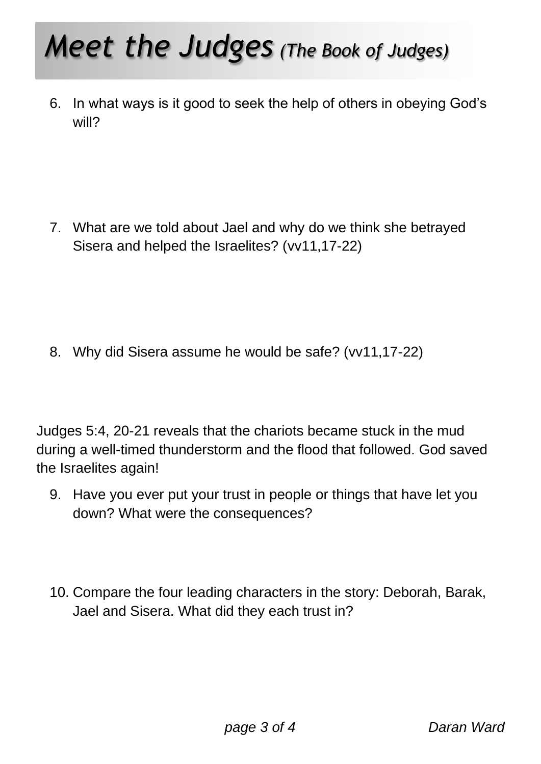# *Meet the Judges* *(The Book of Judges)*

6. In what ways is it good to seek the help of others in obeying God's will?

7. What are we told about Jael and why do we think she betrayed Sisera and helped the Israelites? (vv11,17-22)

8. Why did Sisera assume he would be safe? (vv11,17-22)

Judges 5:4, 20-21 reveals that the chariots became stuck in the mud during a well-timed thunderstorm and the flood that followed. God saved the Israelites again!

9. Have you ever put your trust in people or things that have let you down? What were the consequences?

10. Compare the four leading characters in the story: Deborah, Barak, Jael and Sisera. What did they each trust in?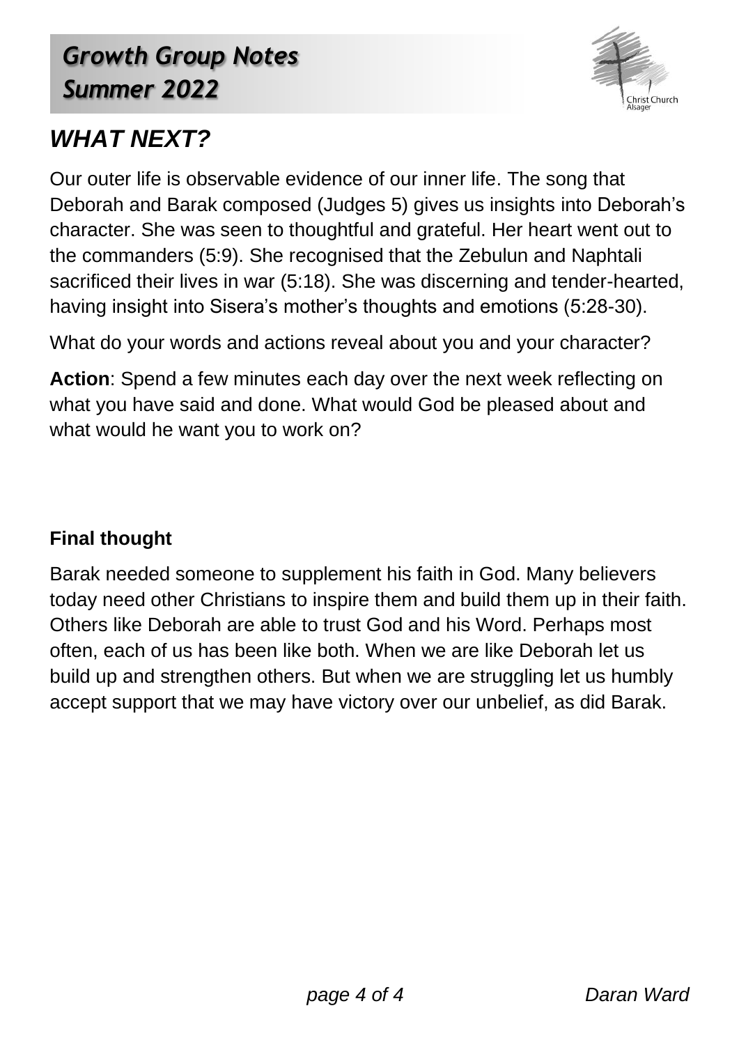# WHAT NEXT?

Our outer life is observable evidence of our inner life. The song that Deborah and Barak composed (Judges 5) gives us insights into Deborah's character. She was seen to thoughtful and grateful. Her heart went out to the commanders (5:9). She recognised that the Zebulun and Naphtali sacrificed their lives in war (5:18). She was discerning and tender-hearted, having insight into Sisera's mother's thoughts and emotions (5:28-30).

What do your words and actions reveal about you and your character?

**Action**: Spend a few minutes each day over the next week reflecting on what you have said and done. What would God be pleased about and what would he want you to work on?

**Final thought**

Barak needed someone to supplement his faith in God. Many believers today need other Christians to inspire them and build them up in their faith. Others like Deborah are able to trust God and his Word. Perhaps most often, each of us has been like both. When we are like Deborah let us build up and strengthen others. But when we are struggling let us humbly accept support that we may have victory over our unbelief, as did Barak.